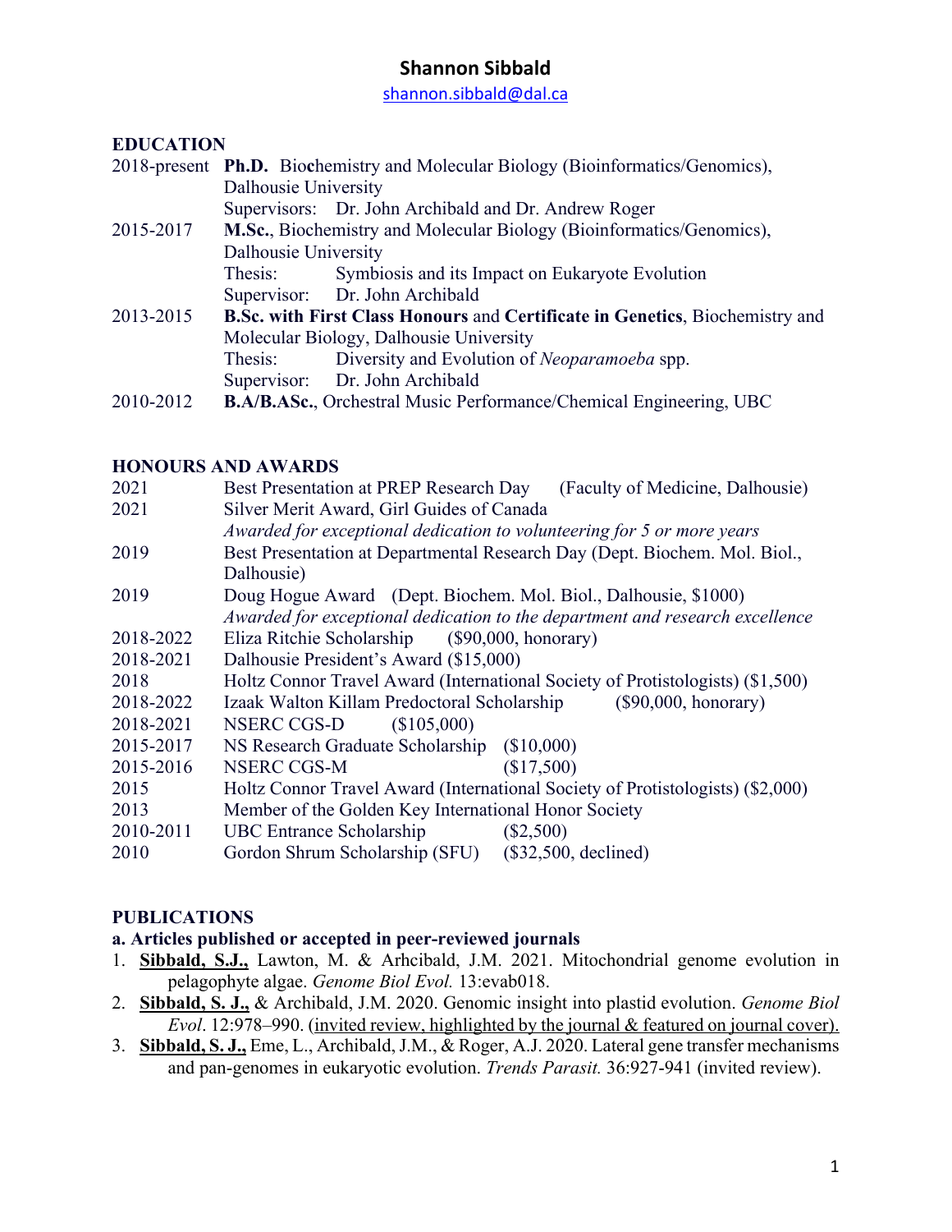# Shannon Sibbald

shannon.sibbald@dal.ca

## EDUCATION

2018-present **Ph.D.** Biochemistry and Molecular Biology (Bioinformatics/Genomics), Dalhousie University
Supervisors: Dr. John Archibald and Dr. Andrew Roger

2015-2017 **M.Sc.**, Biochemistry and Molecular Biology (Bioinformatics/Genomics), Dalhousie University
Thesis: Symbiosis and its Impact on Eukaryote Evolution
Supervisor: Dr. John Archibald

2013-2015 **B.Sc. with First Class Honours** and **Certificate in Genetics**, Biochemistry and Molecular Biology, Dalhousie University
Thesis: Diversity and Evolution of *Neoparamoeba* spp.
Supervisor: Dr. John Archibald

2010-2012 **B.A/B.ASc.**, Orchestral Music Performance/Chemical Engineering, UBC

## HONOURS AND AWARDS

2021 Best Presentation at PREP Research Day (Faculty of Medicine, Dalhousie)

2021 Silver Merit Award, Girl Guides of Canada
*Awarded for exceptional dedication to volunteering for 5 or more years*

2019 Best Presentation at Departmental Research Day (Dept. Biochem. Mol. Biol., Dalhousie)

2019 Doug Hogue Award (Dept. Biochem. Mol. Biol., Dalhousie, $1000)
*Awarded for exceptional dedication to the department and research excellence*

2018-2022 Eliza Ritchie Scholarship ($90,000, honorary)

2018-2021 Dalhousie President's Award ($15,000)

2018 Holtz Connor Travel Award (International Society of Protistologists) ($1,500)

2018-2022 Izaak Walton Killam Predoctoral Scholarship ($90,000, honorary)

2018-2021 NSERC CGS-D ($105,000)

2015-2017 NS Research Graduate Scholarship ($10,000)

2015-2016 NSERC CGS-M ($17,500)

2015 Holtz Connor Travel Award (International Society of Protistologists) ($2,000)

2013 Member of the Golden Key International Honor Society

2010-2011 UBC Entrance Scholarship ($2,500)

2010 Gordon Shrum Scholarship (SFU) ($32,500, declined)

## PUBLICATIONS

### a. Articles published or accepted in peer-reviewed journals

1. **Sibbald, S.J.,** Lawton, M. & Arhcibald, J.M. 2021. Mitochondrial genome evolution in pelagophyte algae. *Genome Biol Evol.* 13:evab018.
2. **Sibbald, S. J.,** & Archibald, J.M. 2020. Genomic insight into plastid evolution. *Genome Biol Evol*. 12:978–990. (invited review, highlighted by the journal & featured on journal cover).
3. **Sibbald, S. J.,** Eme, L., Archibald, J.M., & Roger, A.J. 2020. Lateral gene transfer mechanisms and pan-genomes in eukaryotic evolution. *Trends Parasit.* 36:927-941 (invited review).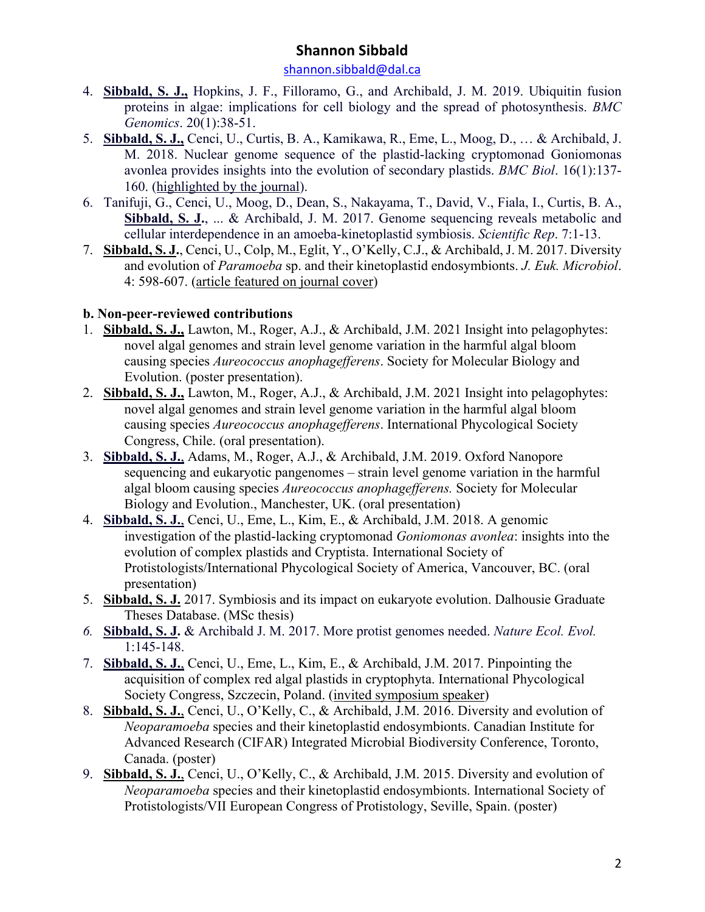4. **Sibbald, S. J.,** Hopkins, J. F., Filloramo, G., and Archibald, J. M. 2019. Ubiquitin fusion proteins in algae: implications for cell biology and the spread of photosynthesis. *BMC Genomics*. 20(1):38-51.
5. **Sibbald, S. J.,** Cenci, U., Curtis, B. A., Kamikawa, R., Eme, L., Moog, D., … & Archibald, J. M. 2018. Nuclear genome sequence of the plastid-lacking cryptomonad Goniomonas avonlea provides insights into the evolution of secondary plastids. *BMC Biol*. 16(1):137-160. (highlighted by the journal).
6. Tanifuji, G., Cenci, U., Moog, D., Dean, S., Nakayama, T., David, V., Fiala, I., Curtis, B. A., **Sibbald, S. J.**, ... & Archibald, J. M. 2017. Genome sequencing reveals metabolic and cellular interdependence in an amoeba-kinetoplastid symbiosis. *Scientific Rep*. 7:1-13.
7. **Sibbald, S. J.**, Cenci, U., Colp, M., Eglit, Y., O'Kelly, C.J., & Archibald, J. M. 2017. Diversity and evolution of *Paramoeba* sp. and their kinetoplastid endosymbionts. *J. Euk. Microbiol*. 4: 598-607. (article featured on journal cover)

**b. Non-peer-reviewed contributions**

1. **Sibbald, S. J.,** Lawton, M., Roger, A.J., & Archibald, J.M. 2021 Insight into pelagophytes: novel algal genomes and strain level genome variation in the harmful algal bloom causing species *Aureococcus anophagefferens*. Society for Molecular Biology and Evolution. (poster presentation).
2. **Sibbald, S. J.,** Lawton, M., Roger, A.J., & Archibald, J.M. 2021 Insight into pelagophytes: novel algal genomes and strain level genome variation in the harmful algal bloom causing species *Aureococcus anophagefferens*. International Phycological Society Congress, Chile. (oral presentation).
3. **Sibbald, S. J.,** Adams, M., Roger, A.J., & Archibald, J.M. 2019. Oxford Nanopore sequencing and eukaryotic pangenomes – strain level genome variation in the harmful algal bloom causing species *Aureococcus anophagefferens.* Society for Molecular Biology and Evolution., Manchester, UK. (oral presentation)
4. **Sibbald, S. J.,** Cenci, U., Eme, L., Kim, E., & Archibald, J.M. 2018. A genomic investigation of the plastid-lacking cryptomonad *Goniomonas avonlea*: insights into the evolution of complex plastids and Cryptista. International Society of Protistologists/International Phycological Society of America, Vancouver, BC. (oral presentation)
5. **Sibbald, S. J.** 2017. Symbiosis and its impact on eukaryote evolution. Dalhousie Graduate Theses Database. (MSc thesis)
6. **Sibbald, S. J.** & Archibald J. M. 2017. More protist genomes needed. *Nature Ecol. Evol.* 1:145-148.
7. **Sibbald, S. J.,** Cenci, U., Eme, L., Kim, E., & Archibald, J.M. 2017. Pinpointing the acquisition of complex red algal plastids in cryptophyta. International Phycological Society Congress, Szczecin, Poland. (invited symposium speaker)
8. **Sibbald, S. J.,** Cenci, U., O'Kelly, C., & Archibald, J.M. 2016. Diversity and evolution of *Neoparamoeba* species and their kinetoplastid endosymbionts. Canadian Institute for Advanced Research (CIFAR) Integrated Microbial Biodiversity Conference, Toronto, Canada. (poster)
9. **Sibbald, S. J.,** Cenci, U., O'Kelly, C., & Archibald, J.M. 2015. Diversity and evolution of *Neoparamoeba* species and their kinetoplastid endosymbionts. International Society of Protistologists/VII European Congress of Protistology, Seville, Spain. (poster)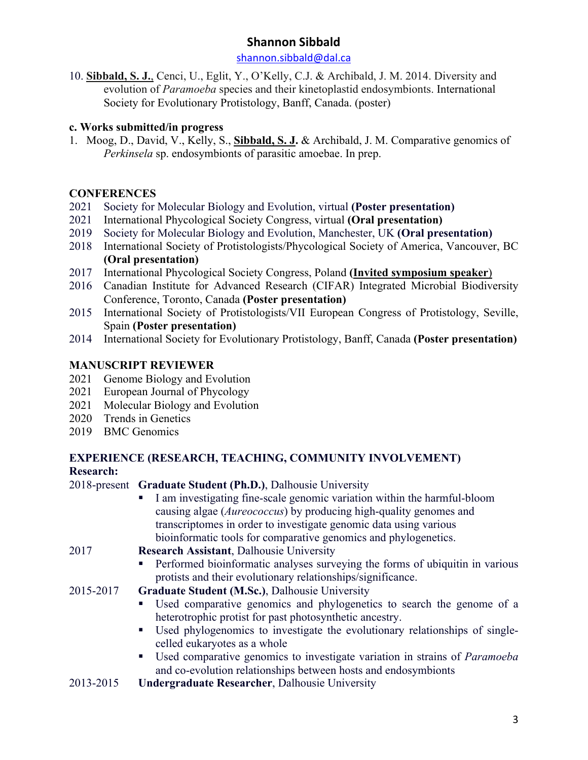10. **Sibbald, S. J.**, Cenci, U., Eglit, Y., O'Kelly, C.J. & Archibald, J. M. 2014. Diversity and evolution of *Paramoeba* species and their kinetoplastid endosymbionts. International Society for Evolutionary Protistology, Banff, Canada. (poster)

**c. Works submitted/in progress**

1. Moog, D., David, V., Kelly, S., **Sibbald, S. J.** & Archibald, J. M. Comparative genomics of *Perkinsela* sp. endosymbionts of parasitic amoebae. In prep.

## CONFERENCES

- 2021 Society for Molecular Biology and Evolution, virtual **(Poster presentation)**
- 2021 International Phycological Society Congress, virtual **(Oral presentation)**
- 2019 Society for Molecular Biology and Evolution, Manchester, UK **(Oral presentation)**
- 2018 International Society of Protistologists/Phycological Society of America, Vancouver, BC **(Oral presentation)**
- 2017 International Phycological Society Congress, Poland (**Invited symposium speaker**)
- 2016 Canadian Institute for Advanced Research (CIFAR) Integrated Microbial Biodiversity Conference, Toronto, Canada **(Poster presentation)**
- 2015 International Society of Protistologists/VII European Congress of Protistology, Seville, Spain **(Poster presentation)**
- 2014 International Society for Evolutionary Protistology, Banff, Canada **(Poster presentation)**

## MANUSCRIPT REVIEWER

- 2021 Genome Biology and Evolution
- 2021 European Journal of Phycology
- 2021 Molecular Biology and Evolution
- 2020 Trends in Genetics
- 2019 BMC Genomics

## EXPERIENCE (RESEARCH, TEACHING, COMMUNITY INVOLVEMENT)

**Research:**

2018-present **Graduate Student (Ph.D.)**, Dalhousie University

- I am investigating fine-scale genomic variation within the harmful-bloom causing algae (*Aureococcus*) by producing high-quality genomes and transcriptomes in order to investigate genomic data using various bioinformatic tools for comparative genomics and phylogenetics.

2017 **Research Assistant**, Dalhousie University

- Performed bioinformatic analyses surveying the forms of ubiquitin in various protists and their evolutionary relationships/significance.

2015-2017 **Graduate Student (M.Sc.)**, Dalhousie University

- Used comparative genomics and phylogenetics to search the genome of a heterotrophic protist for past photosynthetic ancestry.
- Used phylogenomics to investigate the evolutionary relationships of single-celled eukaryotes as a whole
- Used comparative genomics to investigate variation in strains of *Paramoeba* and co-evolution relationships between hosts and endosymbionts

2013-2015 **Undergraduate Researcher**, Dalhousie University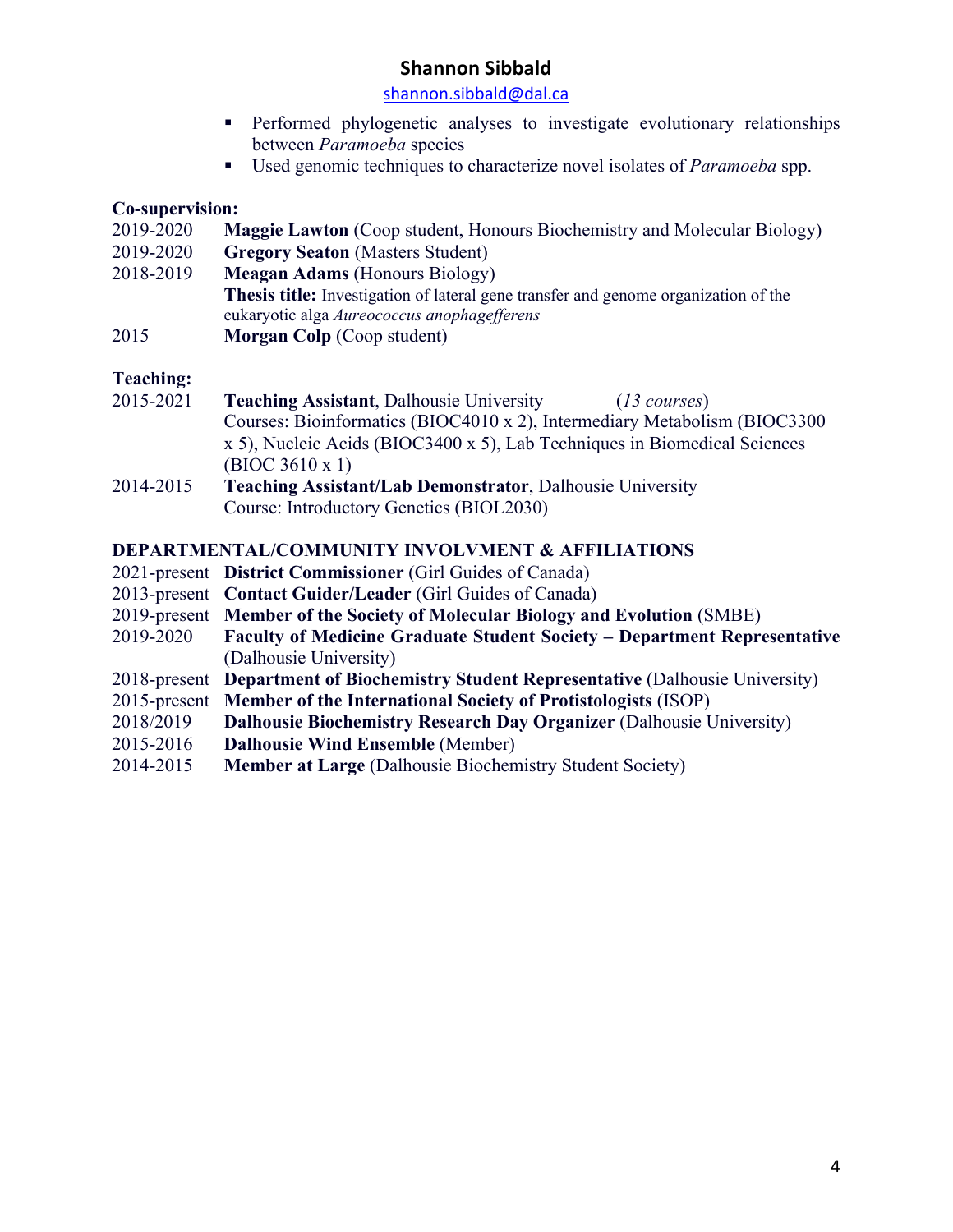- Performed phylogenetic analyses to investigate evolutionary relationships between *Paramoeba* species
- Used genomic techniques to characterize novel isolates of *Paramoeba* spp.

**Co-supervision:**

2019-2020 **Maggie Lawton** (Coop student, Honours Biochemistry and Molecular Biology)
2019-2020 **Gregory Seaton** (Masters Student)
2018-2019 **Meagan Adams** (Honours Biology)
**Thesis title:** Investigation of lateral gene transfer and genome organization of the eukaryotic alga *Aureococcus anophagefferens*
2015 **Morgan Colp** (Coop student)

**Teaching:**

2015-2021 **Teaching Assistant**, Dalhousie University (*13 courses*)
Courses: Bioinformatics (BIOC4010 x 2), Intermediary Metabolism (BIOC3300 x 5), Nucleic Acids (BIOC3400 x 5), Lab Techniques in Biomedical Sciences (BIOC 3610 x 1)
2014-2015 **Teaching Assistant/Lab Demonstrator**, Dalhousie University
Course: Introductory Genetics (BIOL2030)

## DEPARTMENTAL/COMMUNITY INVOLVMENT & AFFILIATIONS

2021-present **District Commissioner** (Girl Guides of Canada)
2013-present **Contact Guider/Leader** (Girl Guides of Canada)
2019-present **Member of the Society of Molecular Biology and Evolution** (SMBE)
2019-2020 **Faculty of Medicine Graduate Student Society – Department Representative** (Dalhousie University)
2018-present **Department of Biochemistry Student Representative** (Dalhousie University)
2015-present **Member of the International Society of Protistologists** (ISOP)
2018/2019 **Dalhousie Biochemistry Research Day Organizer** (Dalhousie University)
2015-2016 **Dalhousie Wind Ensemble** (Member)
2014-2015 **Member at Large** (Dalhousie Biochemistry Student Society)